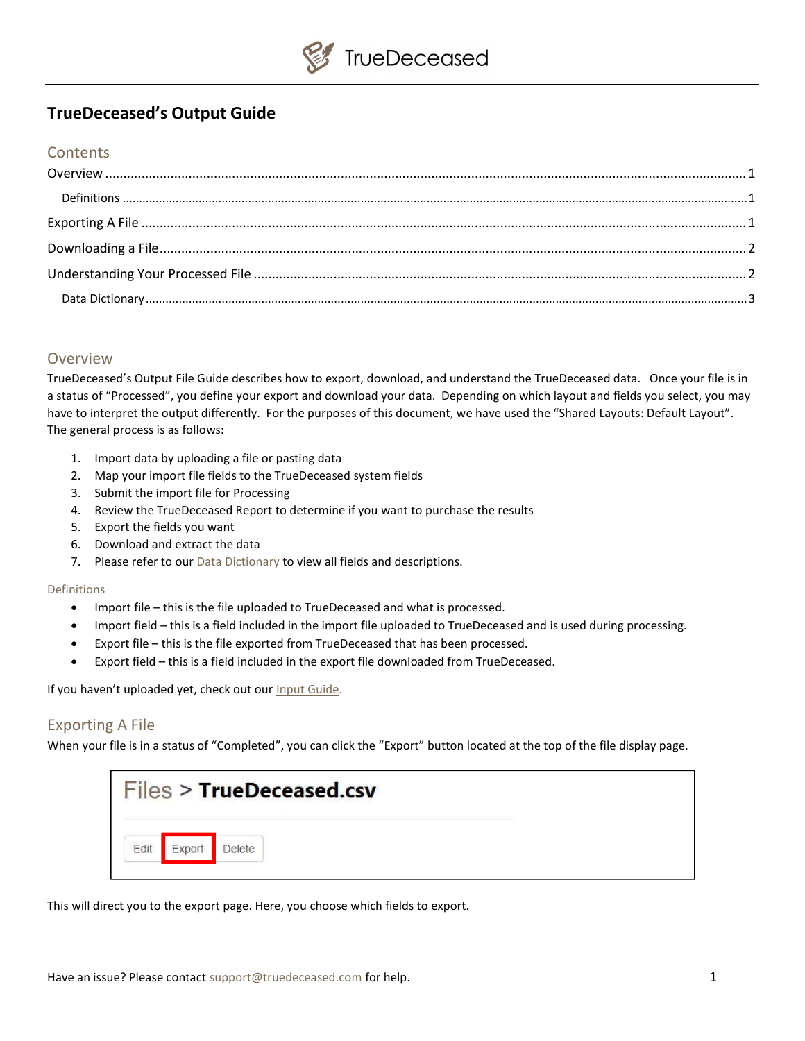TrueDeceased

# TrueDeceased's Output Guide

## Contents

- Overview ..... 1
  - Definitions ..... 1
- Exporting A File ..... 1
- Downloading a File ..... 2
- Understanding Your Processed File ..... 2
  - Data Dictionary ..... 3

## Overview

TrueDeceased's Output File Guide describes how to export, download, and understand the TrueDeceased data. Once your file is in a status of "Processed", you define your export and download your data. Depending on which layout and fields you select, you may have to interpret the output differently. For the purposes of this document, we have used the "Shared Layouts: Default Layout". The general process is as follows:

1. Import data by uploading a file or pasting data
2. Map your import file fields to the TrueDeceased system fields
3. Submit the import file for Processing
4. Review the TrueDeceased Report to determine if you want to purchase the results
5. Export the fields you want
6. Download and extract the data
7. Please refer to our Data Dictionary to view all fields and descriptions.

### Definitions

- Import file – this is the file uploaded to TrueDeceased and what is processed.
- Import field – this is a field included in the import file uploaded to TrueDeceased and is used during processing.
- Export file – this is the file exported from TrueDeceased that has been processed.
- Export field – this is a field included in the export file downloaded from TrueDeceased.

If you haven't uploaded yet, check out our Input Guide.

## Exporting A File

When your file is in a status of "Completed", you can click the "Export" button located at the top of the file display page.

Files > **TrueDeceased.csv**

Edit | Export | Delete

This will direct you to the export page. Here, you choose which fields to export.

Have an issue? Please contact support@truedeceased.com for help.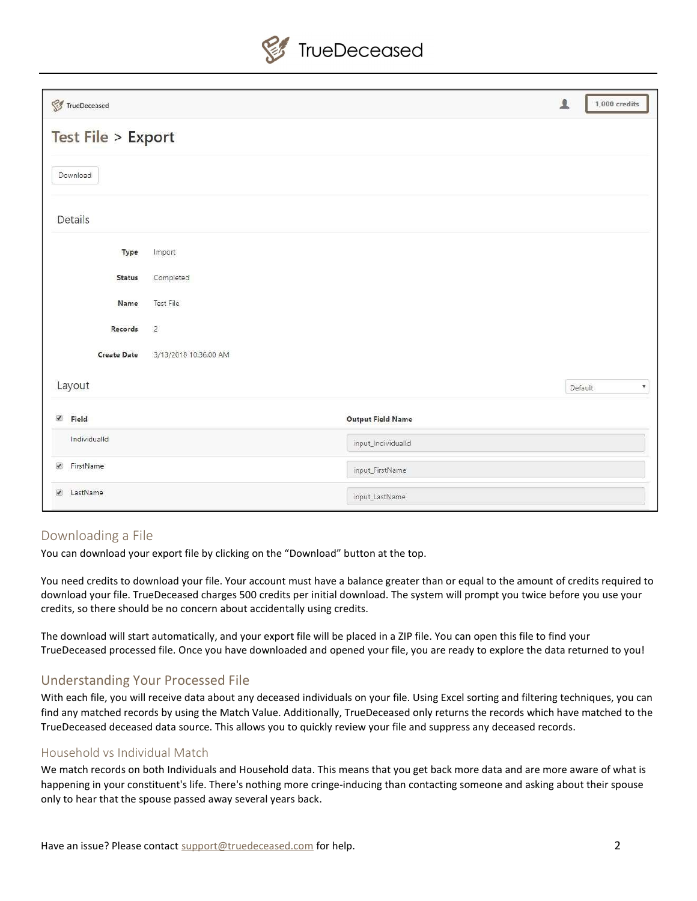TrueDeceased

1,000 credits

# Test File > Export

Download

## Details

| | |
|---|---|
| **Type** | Import |
| **Status** | Completed |
| **Name** | Test File |
| **Records** | 2 |
| **Create Date** | 3/13/2018 10:36:00 AM |

## Layout

Default

| Field | Output Field Name |
|---|---|
| IndividualId | input_IndividualId |
| FirstName | input_FirstName |
| LastName | input_LastName |

## Downloading a File

You can download your export file by clicking on the "Download" button at the top.

You need credits to download your file. Your account must have a balance greater than or equal to the amount of credits required to download your file. TrueDeceased charges 500 credits per initial download. The system will prompt you twice before you use your credits, so there should be no concern about accidentally using credits.

The download will start automatically, and your export file will be placed in a ZIP file. You can open this file to find your TrueDeceased processed file. Once you have downloaded and opened your file, you are ready to explore the data returned to you!

## Understanding Your Processed File

With each file, you will receive data about any deceased individuals on your file. Using Excel sorting and filtering techniques, you can find any matched records by using the Match Value. Additionally, TrueDeceased only returns the records which have matched to the TrueDeceased deceased data source. This allows you to quickly review your file and suppress any deceased records.

### Household vs Individual Match

We match records on both Individuals and Household data. This means that you get back more data and are more aware of what is happening in your constituent's life. There's nothing more cringe-inducing than contacting someone and asking about their spouse only to hear that the spouse passed away several years back.

Have an issue? Please contact support@truedeceased.com for help.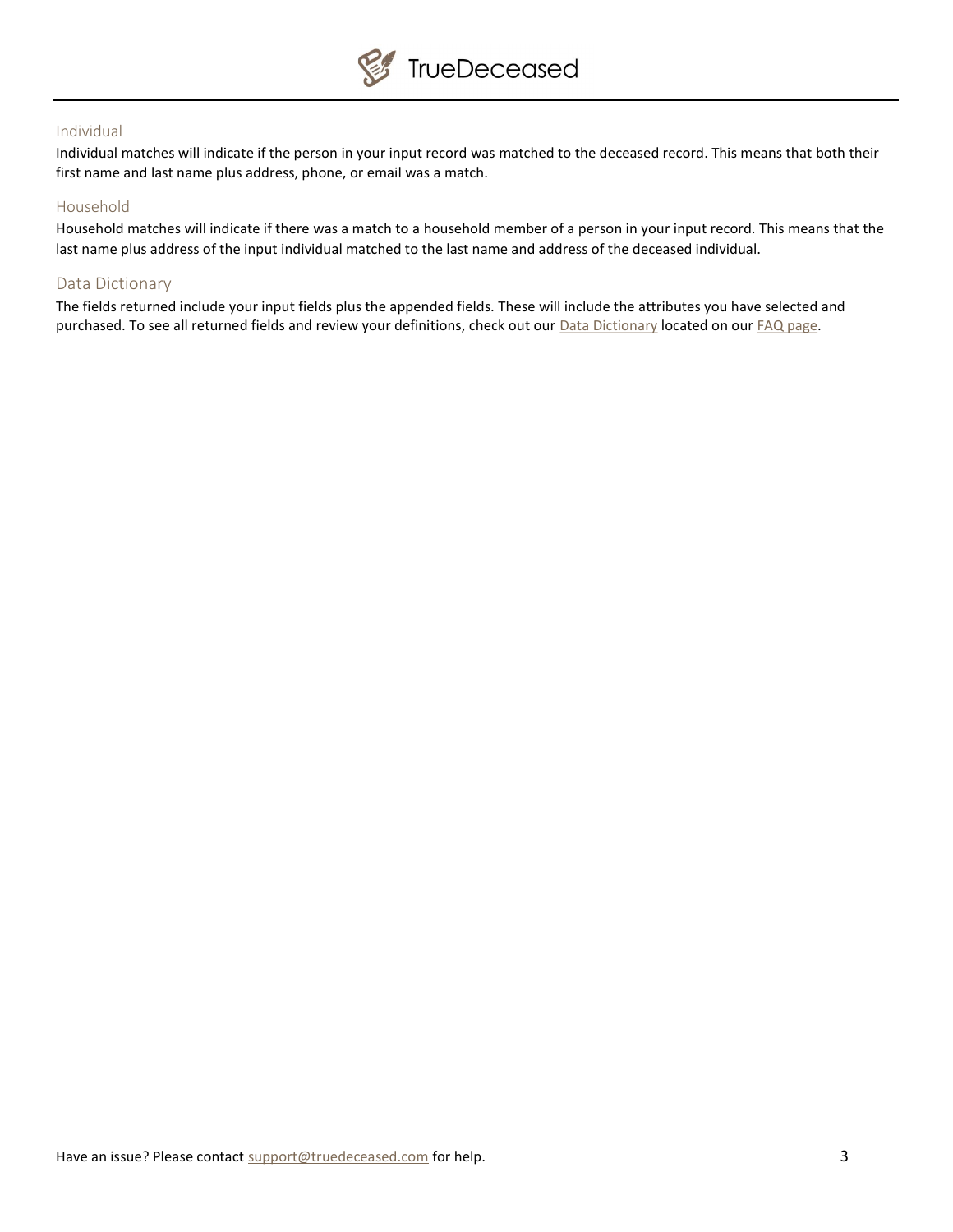### Individual

Individual matches will indicate if the person in your input record was matched to the deceased record. This means that both their first name and last name plus address, phone, or email was a match.

### Household

Household matches will indicate if there was a match to a household member of a person in your input record. This means that the last name plus address of the input individual matched to the last name and address of the deceased individual.

## Data Dictionary

The fields returned include your input fields plus the appended fields. These will include the attributes you have selected and purchased. To see all returned fields and review your definitions, check out our Data Dictionary located on our FAQ page.

Have an issue? Please contact support@truedeceased.com for help.